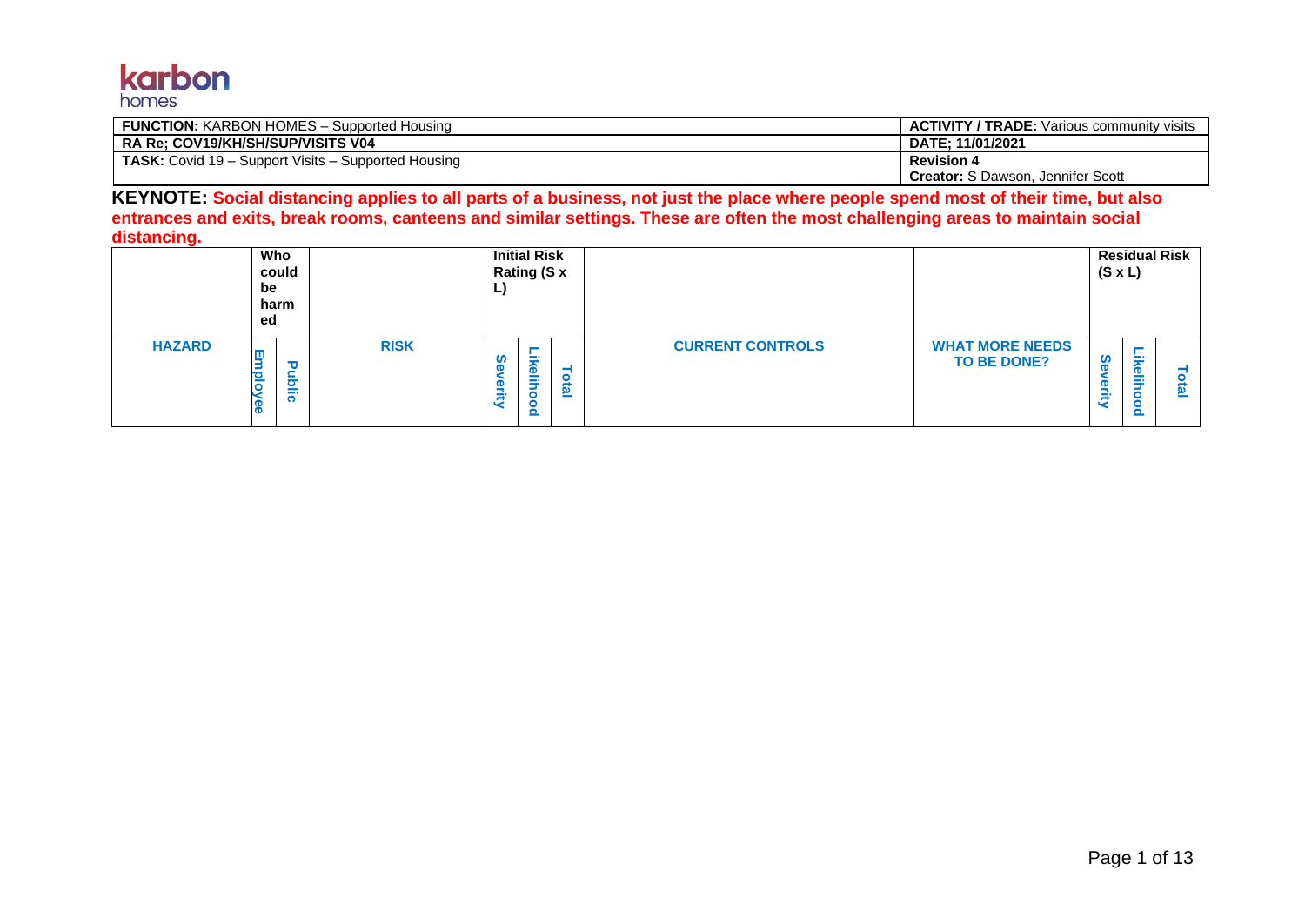karbon homes

| **FUNCTION:** KARBON HOMES – Supported Housing | **ACTIVITY / TRADE:** Various community visits |
|---|---|
| **RA Re; COV19/KH/SH/SUP/VISITS V04** | **DATE; 11/01/2021** |
| **TASK:** Covid 19 – Support Visits – Supported Housing | **Revision 4** <br> **Creator:** S Dawson, Jennifer Scott |

**KEYNOTE: Social distancing applies to all parts of a business, not just the place where people spend most of their time, but also entrances and exits, break rooms, canteens and similar settings. These are often the most challenging areas to maintain social distancing.**

| | **Who could be harmed** | | | **Initial Risk Rating (S x L)** | | | | | **Residual Risk (S x L)** | | |
|---|---|---|---|---|---|---|---|---|---|---|---|
| **HAZARD** | **Employee** | **Public** | **RISK** | **Severity** | **Likelihood** | **Total** | **CURRENT CONTROLS** | **WHAT MORE NEEDS TO BE DONE?** | **Severity** | **Likelihood** | **Total** |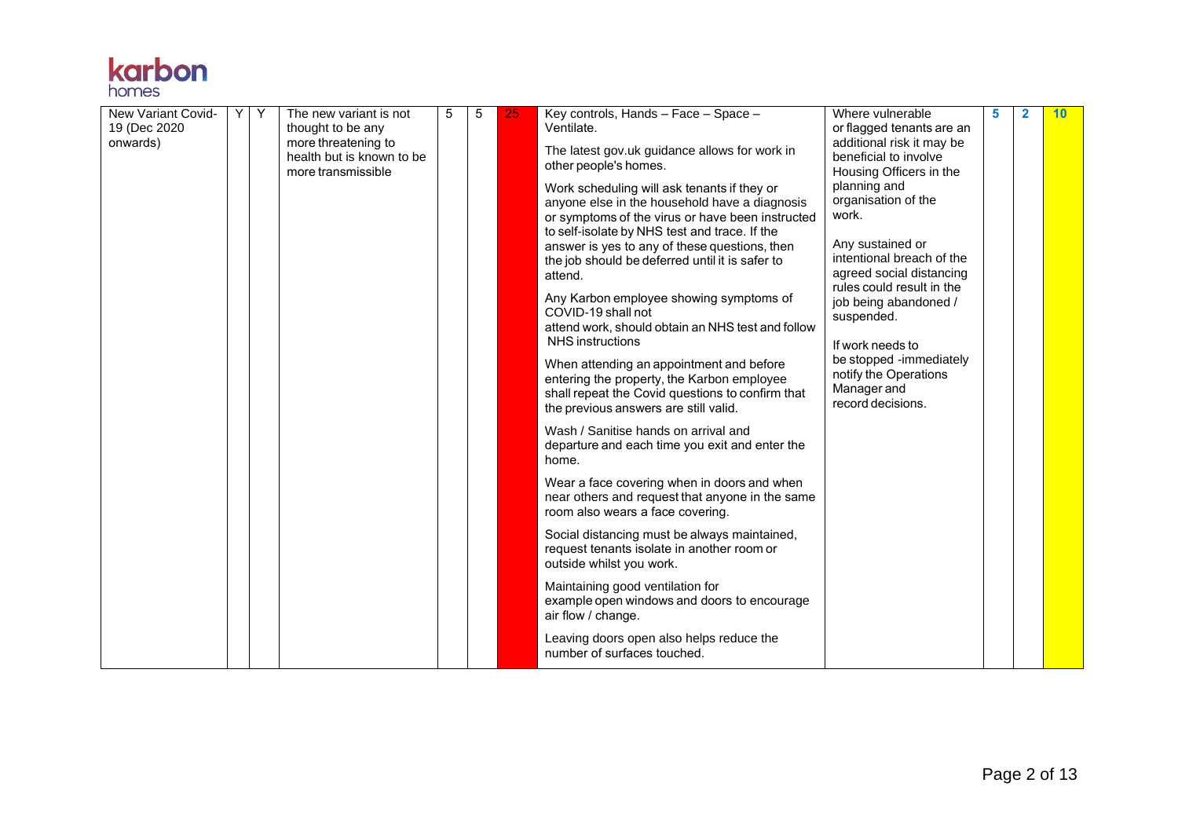| New Variant Covid-19 (Dec 2020 onwards) | Y | Y | The new variant is not thought to be any more threatening to health but is known to be more transmissible | 5 | 5 | 25 | Key controls, Hands – Face – Space – Ventilate.<br><br>The latest gov.uk guidance allows for work in other people's homes.<br><br>Work scheduling will ask tenants if they or anyone else in the household have a diagnosis or symptoms of the virus or have been instructed to self-isolate by NHS test and trace. If the answer is yes to any of these questions, then the job should be deferred until it is safer to attend.<br><br>Any Karbon employee showing symptoms of COVID-19 shall not attend work, should obtain an NHS test and follow NHS instructions<br><br>When attending an appointment and before entering the property, the Karbon employee shall repeat the Covid questions to confirm that the previous answers are still valid.<br><br>Wash / Sanitise hands on arrival and departure and each time you exit and enter the home.<br><br>Wear a face covering when in doors and when near others and request that anyone in the same room also wears a face covering.<br><br>Social distancing must be always maintained, request tenants isolate in another room or outside whilst you work.<br><br>Maintaining good ventilation for example open windows and doors to encourage air flow / change.<br><br>Leaving doors open also helps reduce the number of surfaces touched. | Where vulnerable or flagged tenants are an additional risk it may be beneficial to involve Housing Officers in the planning and organisation of the work.<br><br>Any sustained or intentional breach of the agreed social distancing rules could result in the job being abandoned / suspended.<br><br>If work needs to be stopped -immediately notify the Operations Manager and record decisions. | 5 | 2 | 10 |
|---|---|---|---|---|---|---|---|---|---|---|---|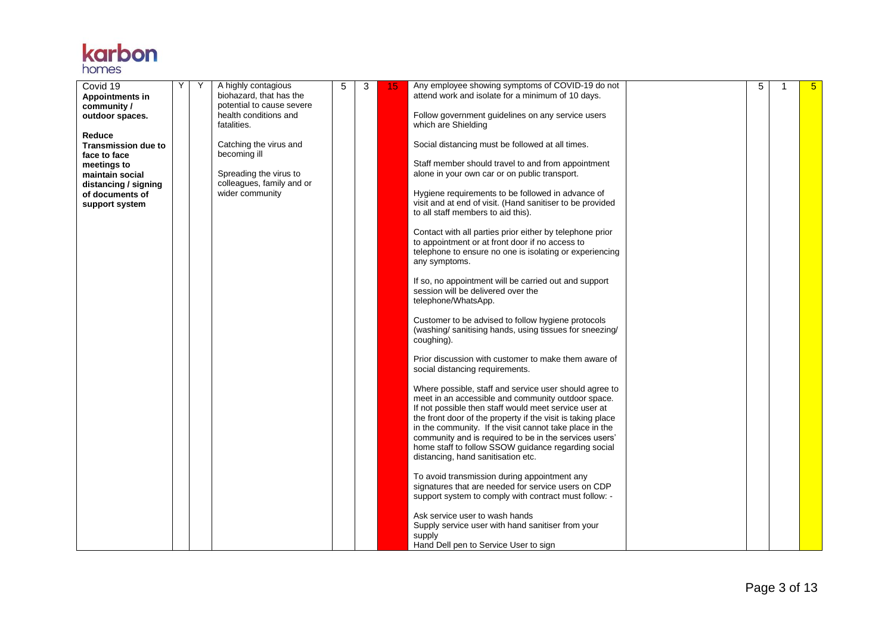| | | | | | | | | | | | |
|---|---|---|---|---|---|---|---|---|---|---|---|
| Covid 19 **Appointments in community / outdoor spaces.**<br><br>**Reduce Transmission due to face to face meetings to maintain social distancing / signing of documents of support system** | Y | Y | A highly contagious biohazard, that has the potential to cause severe health conditions and fatalities.<br><br>Catching the virus and becoming ill<br><br>Spreading the virus to colleagues, family and or wider community | 5 | 3 | 15 | Any employee showing symptoms of COVID-19 do not attend work and isolate for a minimum of 10 days.<br><br>Follow government guidelines on any service users which are Shielding<br><br>Social distancing must be followed at all times.<br><br>Staff member should travel to and from appointment alone in your own car or on public transport.<br><br>Hygiene requirements to be followed in advance of visit and at end of visit. (Hand sanitiser to be provided to all staff members to aid this).<br><br>Contact with all parties prior either by telephone prior to appointment or at front door if no access to telephone to ensure no one is isolating or experiencing any symptoms.<br><br>If so, no appointment will be carried out and support session will be delivered over the telephone/WhatsApp.<br><br>Customer to be advised to follow hygiene protocols (washing/ sanitising hands, using tissues for sneezing/ coughing).<br><br>Prior discussion with customer to make them aware of social distancing requirements.<br><br>Where possible, staff and service user should agree to meet in an accessible and community outdoor space. If not possible then staff would meet service user at the front door of the property if the visit is taking place in the community. If the visit cannot take place in the community and is required to be in the services users' home staff to follow SSOW guidance regarding social distancing, hand sanitisation etc.<br><br>To avoid transmission during appointment any signatures that are needed for service users on CDP support system to comply with contract must follow: -<br><br>Ask service user to wash hands<br>Supply service user with hand sanitiser from your supply<br>Hand Dell pen to Service User to sign | | 5 | 1 | 5 |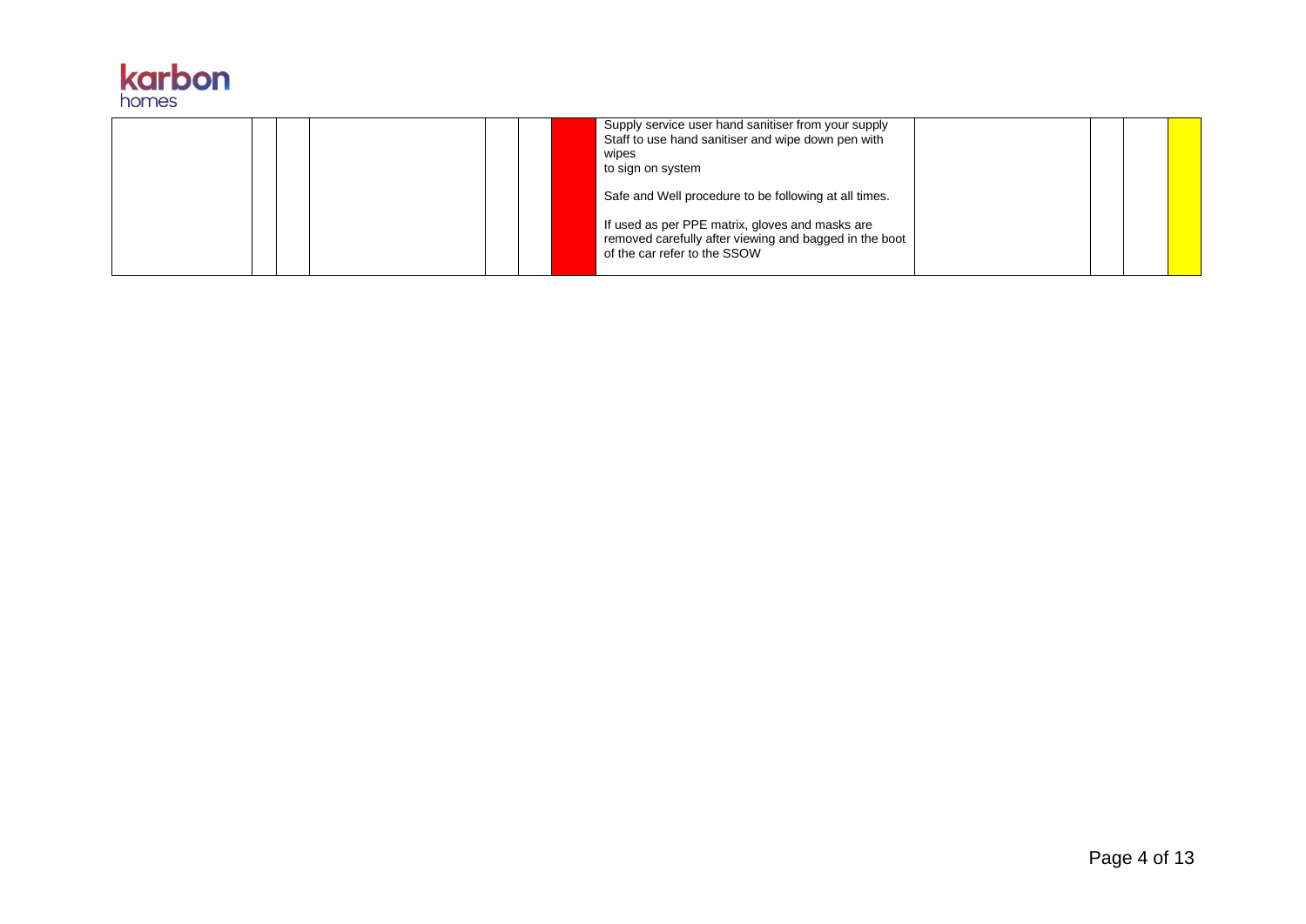| | | | | | | | | | | |
|---|---|---|---|---|---|---|---|---|---|---|
| | | | | | | | Supply service user hand sanitiser from your supply<br>Staff to use hand sanitiser and wipe down pen with wipes<br>to sign on system<br><br>Safe and Well procedure to be following at all times.<br><br>If used as per PPE matrix, gloves and masks are removed carefully after viewing and bagged in the boot of the car refer to the SSOW | | | | |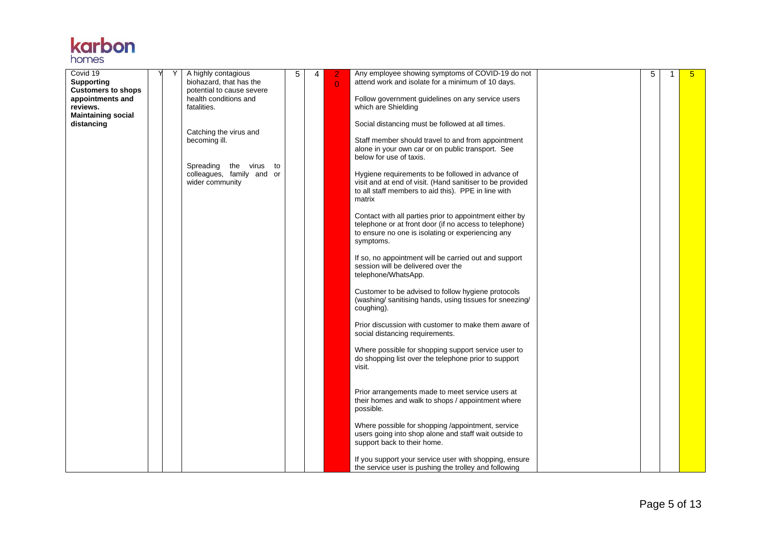| | | | | | | | | | | | |
|---|---|---|---|---|---|---|---|---|---|---|---|
| **Covid 19**<br>**Supporting Customers to shops appointments and reviews.**<br>**Maintaining social distancing** | Y | Y | A highly contagious biohazard, that has the potential to cause severe health conditions and fatalities.<br><br>Catching the virus and becoming ill.<br><br>Spreading the virus to colleagues, family and or wider community | 5 | 4 | 20 | Any employee showing symptoms of COVID-19 do not attend work and isolate for a minimum of 10 days.<br><br>Follow government guidelines on any service users which are Shielding<br><br>Social distancing must be followed at all times.<br><br>Staff member should travel to and from appointment alone in your own car or on public transport. See below for use of taxis.<br><br>Hygiene requirements to be followed in advance of visit and at end of visit. (Hand sanitiser to be provided to all staff members to aid this). PPE in line with matrix<br><br>Contact with all parties prior to appointment either by telephone or at front door (if no access to telephone) to ensure no one is isolating or experiencing any symptoms.<br><br>If so, no appointment will be carried out and support session will be delivered over the telephone/WhatsApp.<br><br>Customer to be advised to follow hygiene protocols (washing/ sanitising hands, using tissues for sneezing/ coughing).<br><br>Prior discussion with customer to make them aware of social distancing requirements.<br><br>Where possible for shopping support service user to do shopping list over the telephone prior to support visit.<br><br>Prior arrangements made to meet service users at their homes and walk to shops / appointment where possible.<br><br>Where possible for shopping /appointment, service users going into shop alone and staff wait outside to support back to their home.<br><br>If you support your service user with shopping, ensure the service user is pushing the trolley and following | | 5 | 1 | 5 |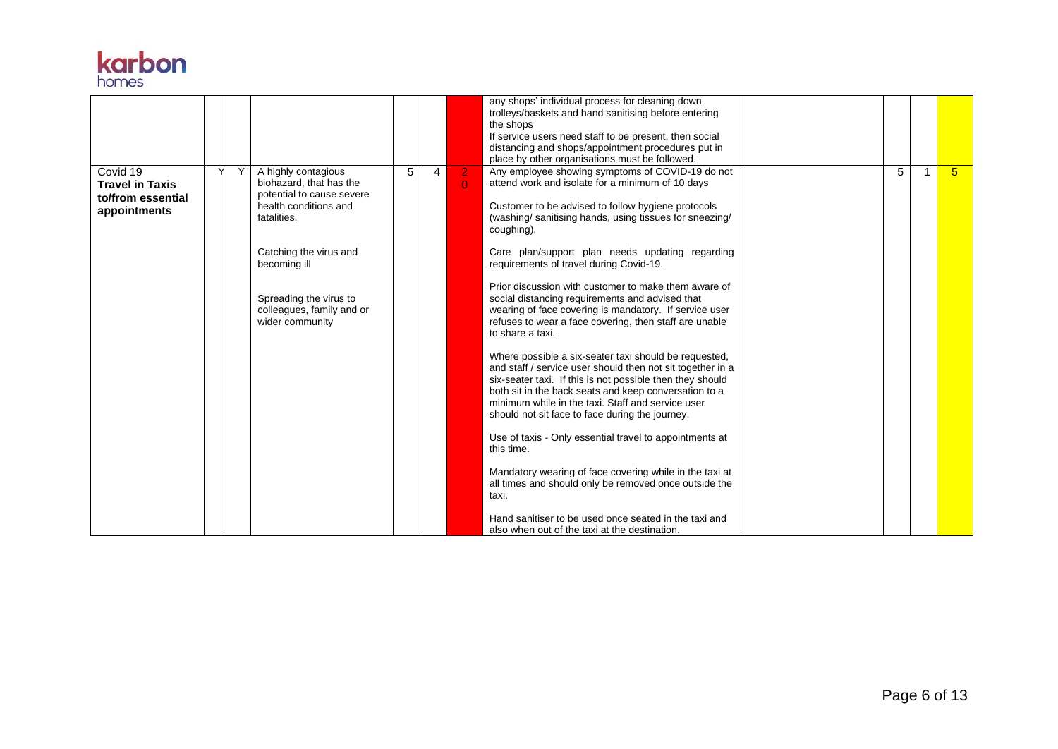| | | | | | | | | | | | |
|---|---|---|---|---|---|---|---|---|---|---|---|
| | | | | | | | any shops' individual process for cleaning down trolleys/baskets and hand sanitising before entering the shops<br>If service users need staff to be present, then social distancing and shops/appointment procedures put in place by other organisations must be followed. | | | | |
| Covid 19 **Travel in Taxis to/from essential appointments** | Y | Y | A highly contagious biohazard, that has the potential to cause severe health conditions and fatalities.<br><br>Catching the virus and becoming ill<br><br>Spreading the virus to colleagues, family and or wider community | 5 | 4 | 20 | Any employee showing symptoms of COVID-19 do not attend work and isolate for a minimum of 10 days<br><br>Customer to be advised to follow hygiene protocols (washing/ sanitising hands, using tissues for sneezing/ coughing).<br><br>Care plan/support plan needs updating regarding requirements of travel during Covid-19.<br><br>Prior discussion with customer to make them aware of social distancing requirements and advised that wearing of face covering is mandatory. If service user refuses to wear a face covering, then staff are unable to share a taxi.<br><br>Where possible a six-seater taxi should be requested, and staff / service user should then not sit together in a six-seater taxi. If this is not possible then they should both sit in the back seats and keep conversation to a minimum while in the taxi. Staff and service user should not sit face to face during the journey.<br><br>Use of taxis - Only essential travel to appointments at this time.<br><br>Mandatory wearing of face covering while in the taxi at all times and should only be removed once outside the taxi.<br><br>Hand sanitiser to be used once seated in the taxi and also when out of the taxi at the destination. | | 5 | 1 | 5 |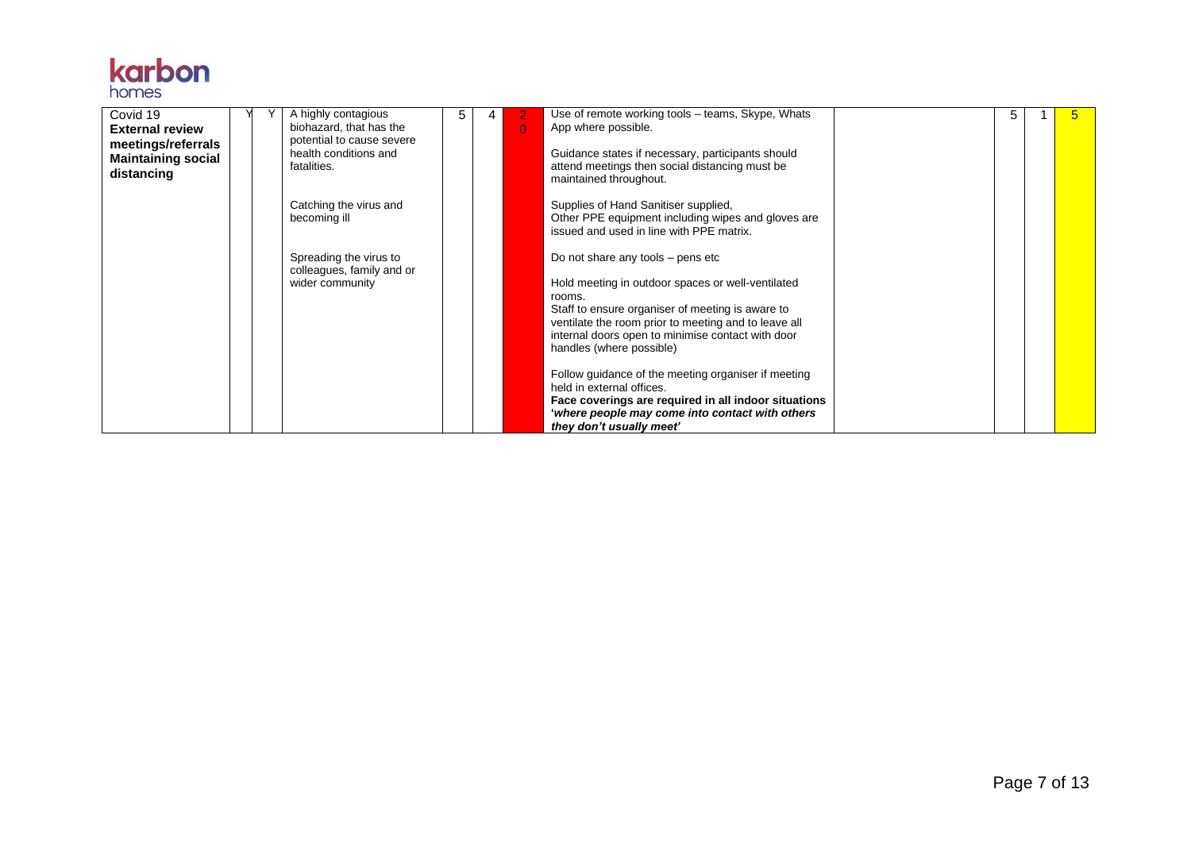| Covid 19 **External review meetings/referrals Maintaining social distancing** | Y | Y | A highly contagious biohazard, that has the potential to cause severe health conditions and fatalities.<br><br>Catching the virus and becoming ill<br><br>Spreading the virus to colleagues, family and or wider community | 5 | 4 | 20 | Use of remote working tools – teams, Skype, Whats App where possible.<br><br>Guidance states if necessary, participants should attend meetings then social distancing must be maintained throughout.<br><br>Supplies of Hand Sanitiser supplied, Other PPE equipment including wipes and gloves are issued and used in line with PPE matrix.<br><br>Do not share any tools – pens etc<br><br>Hold meeting in outdoor spaces or well-ventilated rooms.<br>Staff to ensure organiser of meeting is aware to ventilate the room prior to meeting and to leave all internal doors open to minimise contact with door handles (where possible)<br><br>Follow guidance of the meeting organiser if meeting held in external offices.<br>**Face coverings are required in all indoor situations '*where people may come into contact with others they don't usually meet'*** | | 5 | 1 | 5 |
|---|---|---|---|---|---|---|---|---|---|---|---|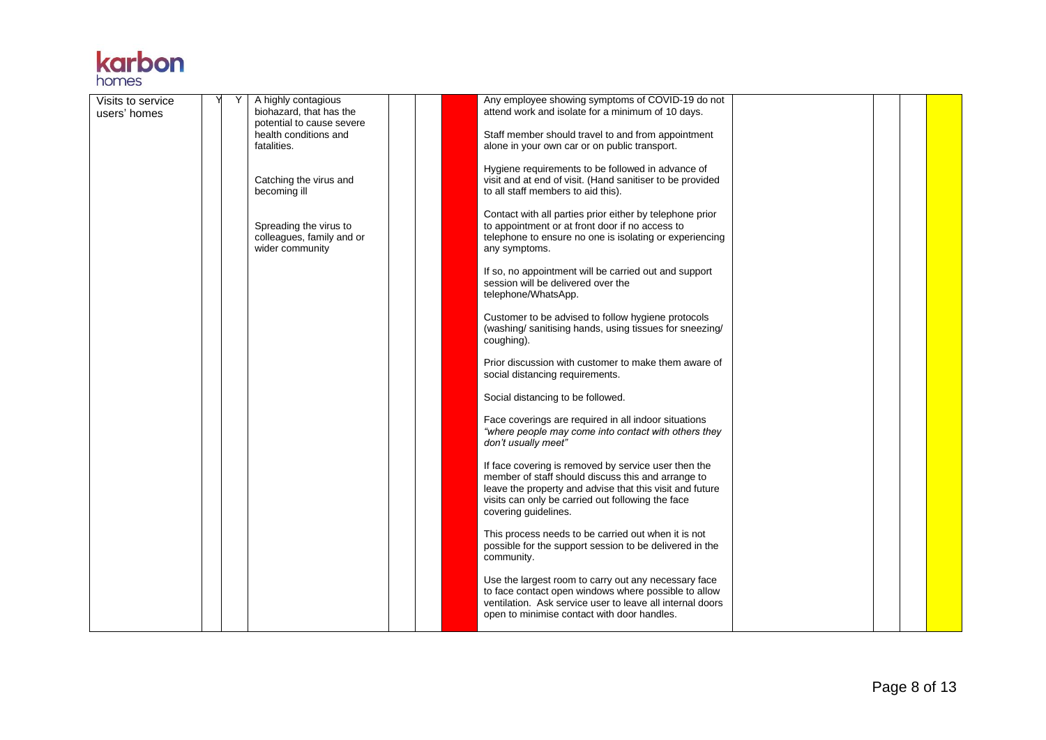| Visits to service users' homes | Y | Y | A highly contagious biohazard, that has the potential to cause severe health conditions and fatalities.<br><br>Catching the virus and becoming ill<br><br>Spreading the virus to colleagues, family and or wider community | | | | Any employee showing symptoms of COVID-19 do not attend work and isolate for a minimum of 10 days.<br><br>Staff member should travel to and from appointment alone in your own car or on public transport.<br><br>Hygiene requirements to be followed in advance of visit and at end of visit. (Hand sanitiser to be provided to all staff members to aid this).<br><br>Contact with all parties prior either by telephone prior to appointment or at front door if no access to telephone to ensure no one is isolating or experiencing any symptoms.<br><br>If so, no appointment will be carried out and support session will be delivered over the telephone/WhatsApp.<br><br>Customer to be advised to follow hygiene protocols (washing/ sanitising hands, using tissues for sneezing/ coughing).<br><br>Prior discussion with customer to make them aware of social distancing requirements.<br><br>Social distancing to be followed.<br><br>Face coverings are required in all indoor situations *"where people may come into contact with others they don't usually meet"*<br><br>If face covering is removed by service user then the member of staff should discuss this and arrange to leave the property and advise that this visit and future visits can only be carried out following the face covering guidelines.<br><br>This process needs to be carried out when it is not possible for the support session to be delivered in the community.<br><br>Use the largest room to carry out any necessary face to face contact open windows where possible to allow ventilation. Ask service user to leave all internal doors open to minimise contact with door handles. | | | | |
|---|---|---|---|---|---|---|---|---|---|---|---|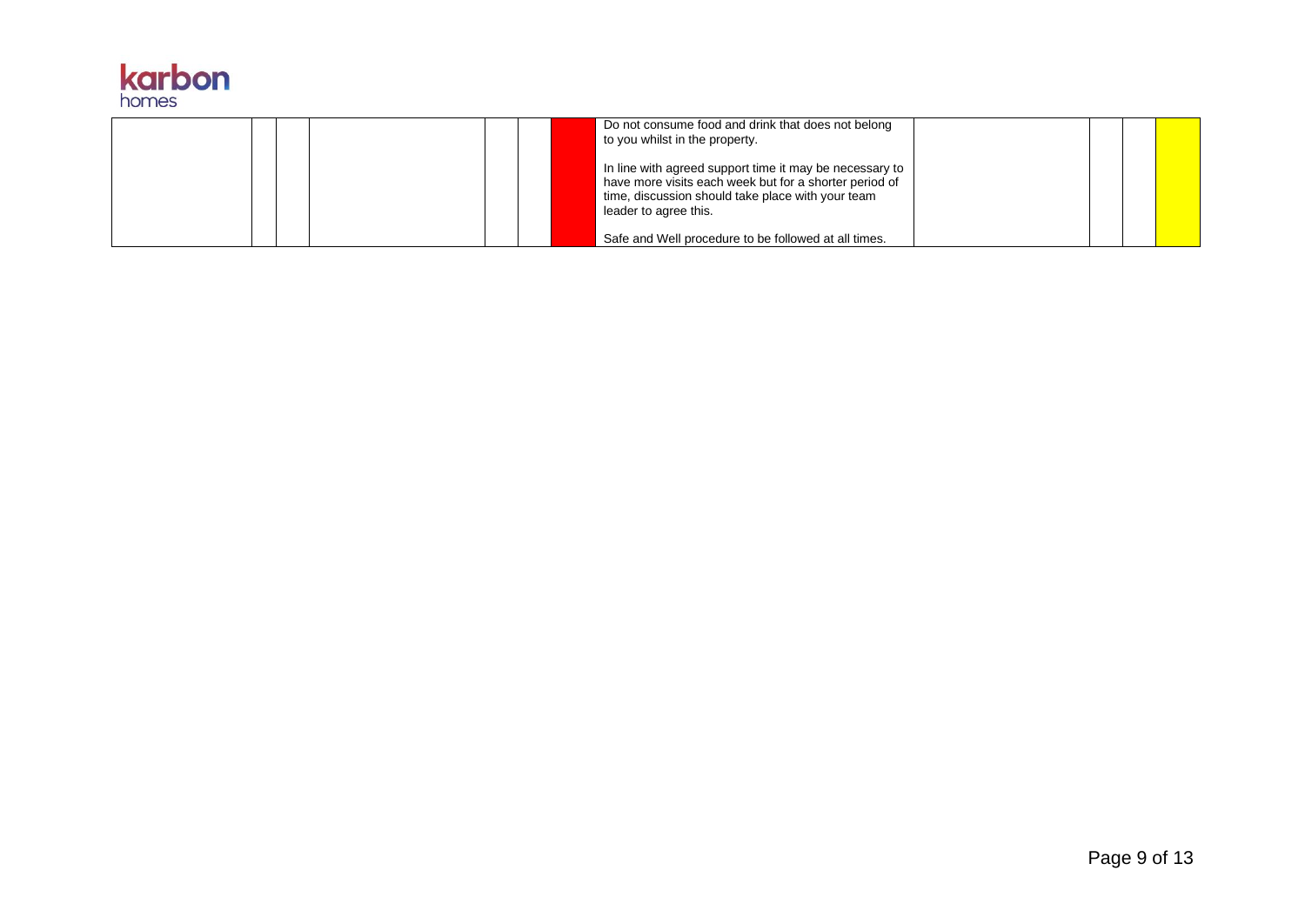| | | | | | | | | | | | |
|---|---|---|---|---|---|---|---|---|---|---|---|
| | | | | | | | Do not consume food and drink that does not belong to you whilst in the property.<br><br>In line with agreed support time it may be necessary to have more visits each week but for a shorter period of time, discussion should take place with your team leader to agree this.<br><br>Safe and Well procedure to be followed at all times. | | | | |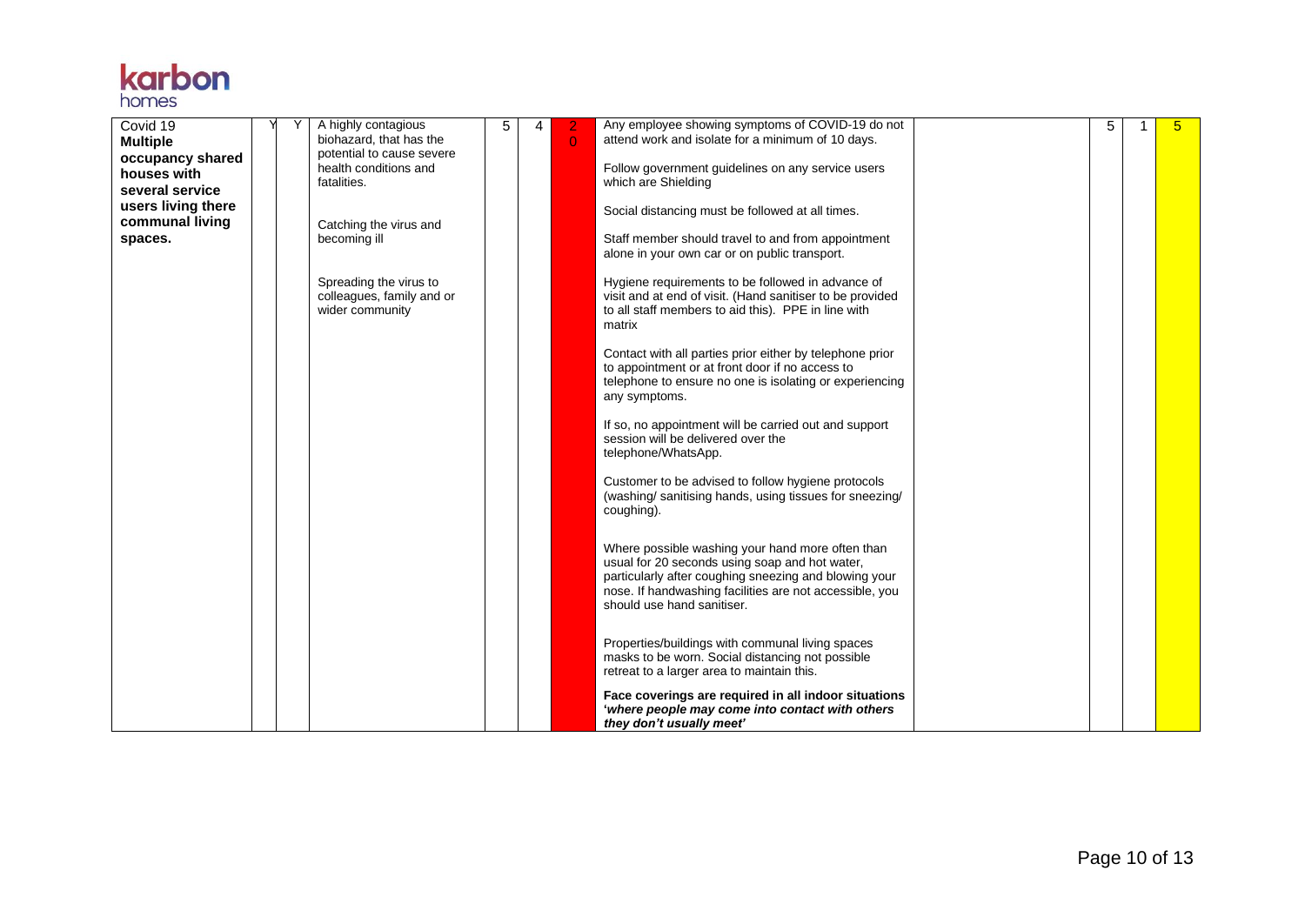| | | | | | | | | | | | |
|---|---|---|---|---|---|---|---|---|---|---|---|
| Covid 19 **Multiple occupancy shared houses with several service users living there communal living spaces.** | Y | Y | A highly contagious biohazard, that has the potential to cause severe health conditions and fatalities.<br><br>Catching the virus and becoming ill<br><br>Spreading the virus to colleagues, family and or wider community | 5 | 4 | 20 | Any employee showing symptoms of COVID-19 do not attend work and isolate for a minimum of 10 days.<br><br>Follow government guidelines on any service users which are Shielding<br><br>Social distancing must be followed at all times.<br><br>Staff member should travel to and from appointment alone in your own car or on public transport.<br><br>Hygiene requirements to be followed in advance of visit and at end of visit. (Hand sanitiser to be provided to all staff members to aid this). PPE in line with matrix<br><br>Contact with all parties prior either by telephone prior to appointment or at front door if no access to telephone to ensure no one is isolating or experiencing any symptoms.<br><br>If so, no appointment will be carried out and support session will be delivered over the telephone/WhatsApp.<br><br>Customer to be advised to follow hygiene protocols (washing/ sanitising hands, using tissues for sneezing/ coughing).<br><br>Where possible washing your hand more often than usual for 20 seconds using soap and hot water, particularly after coughing sneezing and blowing your nose. If handwashing facilities are not accessible, you should use hand sanitiser.<br><br>Properties/buildings with communal living spaces masks to be worn. Social distancing not possible retreat to a larger area to maintain this.<br><br>**Face coverings are required in all indoor situations '*where people may come into contact with others they don't usually meet*'** | | 5 | 1 | 5 |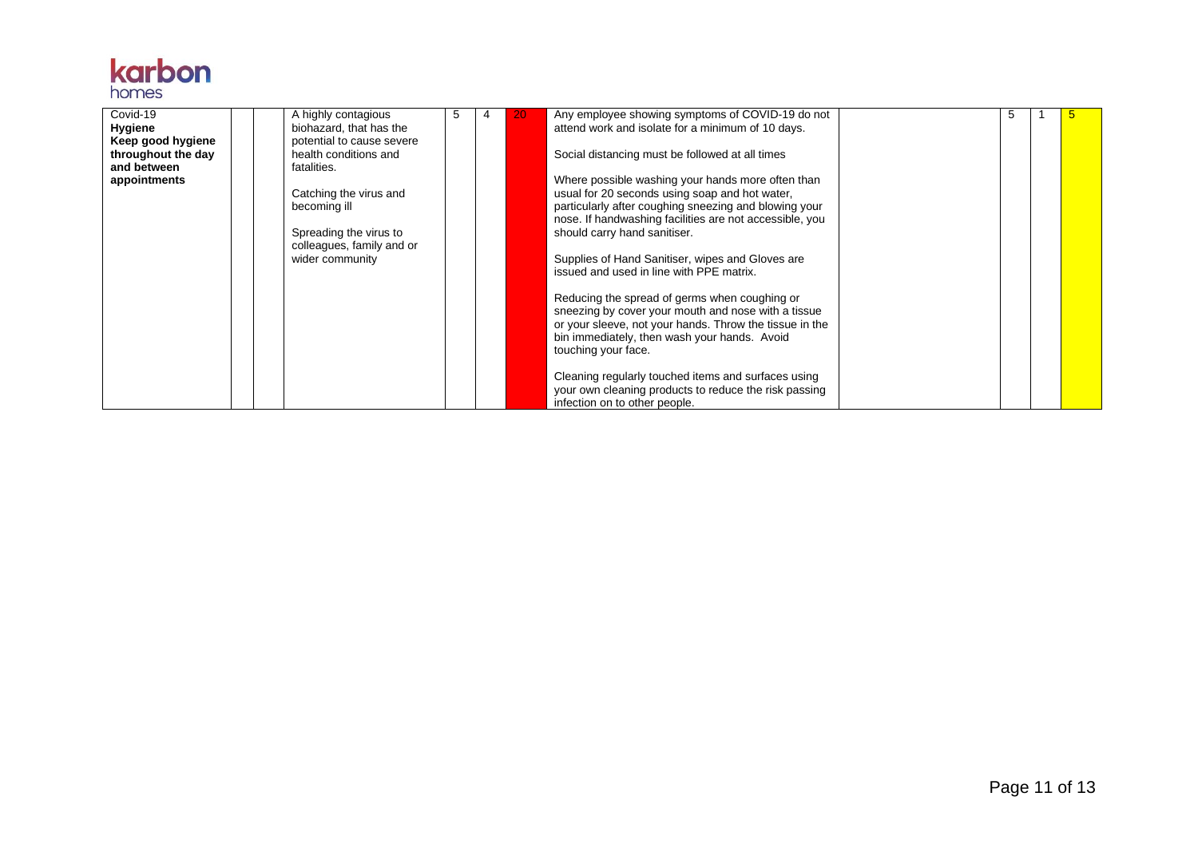| | | | | | | | | | | | |
|---|---|---|---|---|---|---|---|---|---|---|---|
| Covid-19 **Hygiene Keep good hygiene throughout the day and between appointments** | | | A highly contagious biohazard, that has the potential to cause severe health conditions and fatalities.<br><br>Catching the virus and becoming ill<br><br>Spreading the virus to colleagues, family and or wider community | 5 | 4 | 20 | Any employee showing symptoms of COVID-19 do not attend work and isolate for a minimum of 10 days.<br><br>Social distancing must be followed at all times<br><br>Where possible washing your hands more often than usual for 20 seconds using soap and hot water, particularly after coughing sneezing and blowing your nose. If handwashing facilities are not accessible, you should carry hand sanitiser.<br><br>Supplies of Hand Sanitiser, wipes and Gloves are issued and used in line with PPE matrix.<br><br>Reducing the spread of germs when coughing or sneezing by cover your mouth and nose with a tissue or your sleeve, not your hands. Throw the tissue in the bin immediately, then wash your hands. Avoid touching your face.<br><br>Cleaning regularly touched items and surfaces using your own cleaning products to reduce the risk passing infection on to other people. | | 5 | 1 | 5 |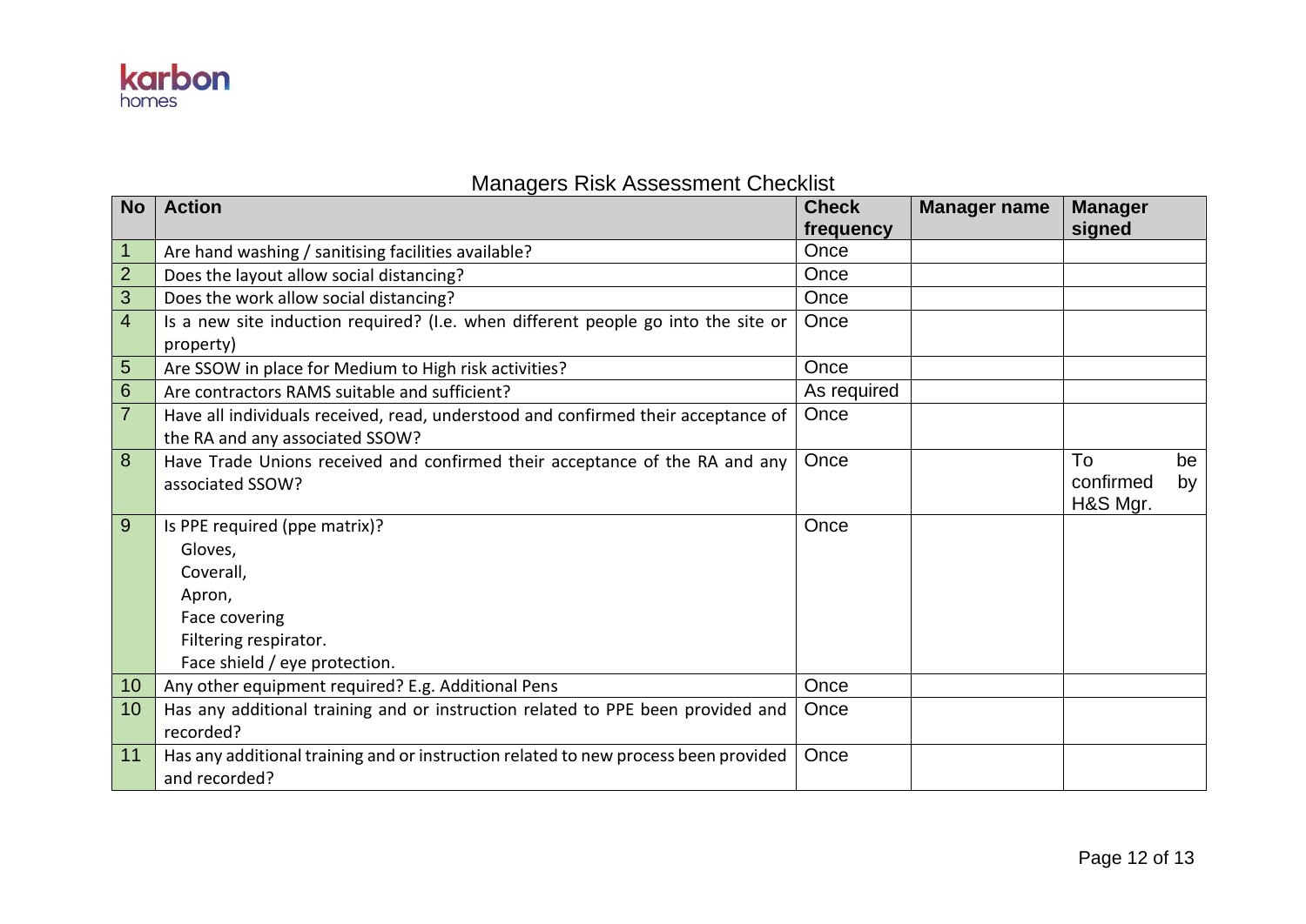karbon homes

# Managers Risk Assessment Checklist

| No | Action | Check frequency | Manager name | Manager signed |
|---|---|---|---|---|
| 1 | Are hand washing / sanitising facilities available? | Once | | |
| 2 | Does the layout allow social distancing? | Once | | |
| 3 | Does the work allow social distancing? | Once | | |
| 4 | Is a new site induction required? (I.e. when different people go into the site or property) | Once | | |
| 5 | Are SSOW in place for Medium to High risk activities? | Once | | |
| 6 | Are contractors RAMS suitable and sufficient? | As required | | |
| 7 | Have all individuals received, read, understood and confirmed their acceptance of the RA and any associated SSOW? | Once | | |
| 8 | Have Trade Unions received and confirmed their acceptance of the RA and any associated SSOW? | Once | | To be confirmed by H&S Mgr. |
| 9 | Is PPE required (ppe matrix)?<br>Gloves,<br>Coverall,<br>Apron,<br>Face covering<br>Filtering respirator.<br>Face shield / eye protection. | Once | | |
| 10 | Any other equipment required? E.g. Additional Pens | Once | | |
| 10 | Has any additional training and or instruction related to PPE been provided and recorded? | Once | | |
| 11 | Has any additional training and or instruction related to new process been provided and recorded? | Once | | |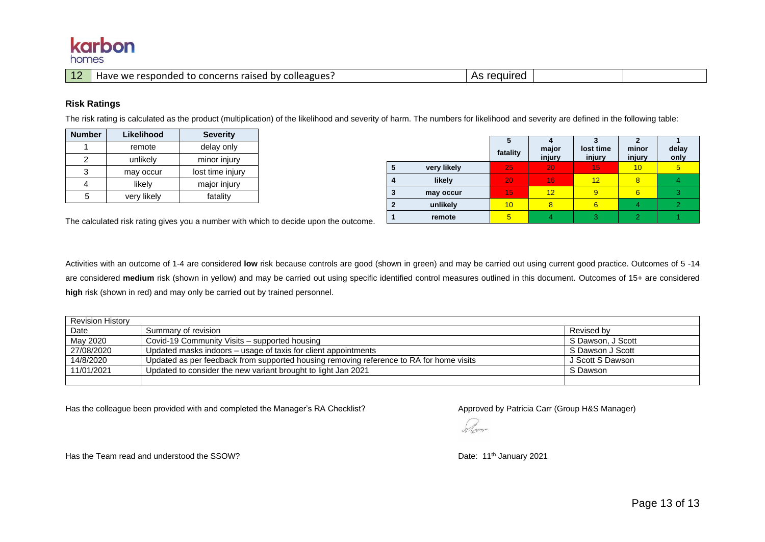| | | | | |
|---|---|---|---|---|
| 12 | Have we responded to concerns raised by colleagues? | As required | | |

**Risk Ratings**

The risk rating is calculated as the product (multiplication) of the likelihood and severity of harm. The numbers for likelihood and severity are defined in the following table:

| Number | Likelihood | Severity |
|---|---|---|
| 1 | remote | delay only |
| 2 | unlikely | minor injury |
| 3 | may occur | lost time injury |
| 4 | likely | major injury |
| 5 | very likely | fatality |

| | | 5 fatality | 4 major injury | 3 lost time injury | 2 minor injury | 1 delay only |
|---|---|---|---|---|---|---|
| 5 | very likely | 25 | 20 | 15 | 10 | 5 |
| 4 | likely | 20 | 16 | 12 | 8 | 4 |
| 3 | may occur | 15 | 12 | 9 | 6 | 3 |
| 2 | unlikely | 10 | 8 | 6 | 4 | 2 |
| 1 | remote | 5 | 4 | 3 | 2 | 1 |

The calculated risk rating gives you a number with which to decide upon the outcome.

Activities with an outcome of 1-4 are considered **low** risk because controls are good (shown in green) and may be carried out using current good practice. Outcomes of 5 -14 are considered **medium** risk (shown in yellow) and may be carried out using specific identified control measures outlined in this document. Outcomes of 15+ are considered **high** risk (shown in red) and may only be carried out by trained personnel.

| Revision History | | |
|---|---|---|
| Date | Summary of revision | Revised by |
| May 2020 | Covid-19 Community Visits – supported housing | S Dawson, J Scott |
| 27/08/2020 | Updated masks indoors – usage of taxis for client appointments | S Dawson J Scott |
| 14/8/2020 | Updated as per feedback from supported housing removing reference to RA for home visits | J Scott S Dawson |
| 11/01/2021 | Updated to consider the new variant brought to light Jan 2021 | S Dawson |
| | | |

Has the colleague been provided with and completed the Manager's RA Checklist?

Approved by Patricia Carr (Group H&S Manager)

Has the Team read and understood the SSOW?

Date: 11th January 2021